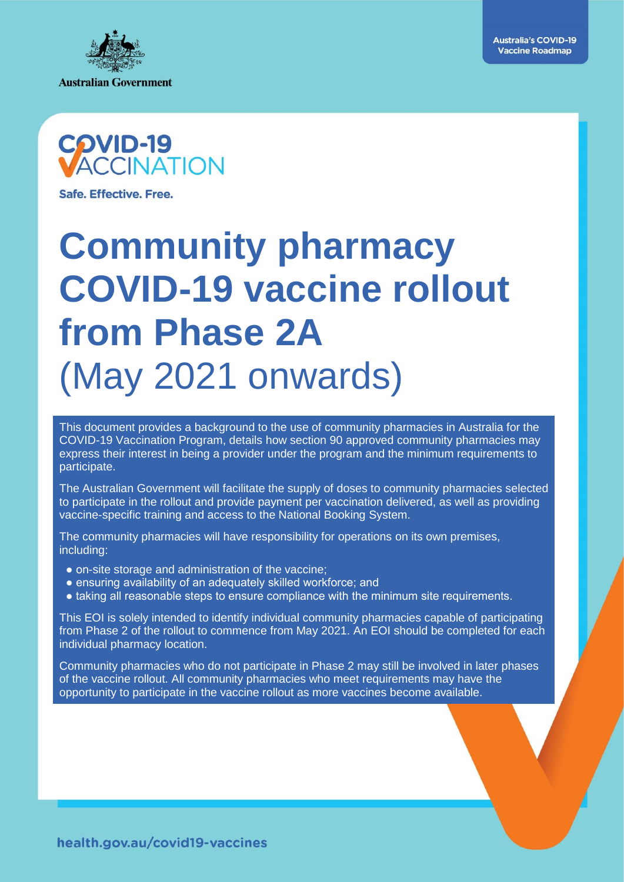Australian Government

Australia's COVID-19 Vaccine Roadmap

COVID-19 VACCINATION

Safe. Effective. Free.

# Community pharmacy COVID-19 vaccine rollout from Phase 2A (May 2021 onwards)

This document provides a background to the use of community pharmacies in Australia for the COVID-19 Vaccination Program, details how section 90 approved community pharmacies may express their interest in being a provider under the program and the minimum requirements to participate.

The Australian Government will facilitate the supply of doses to community pharmacies selected to participate in the rollout and provide payment per vaccination delivered, as well as providing vaccine-specific training and access to the National Booking System.

The community pharmacies will have responsibility for operations on its own premises, including:

- on-site storage and administration of the vaccine;
- ensuring availability of an adequately skilled workforce; and
- taking all reasonable steps to ensure compliance with the minimum site requirements.

This EOI is solely intended to identify individual community pharmacies capable of participating from Phase 2 of the rollout to commence from May 2021. An EOI should be completed for each individual pharmacy location.

Community pharmacies who do not participate in Phase 2 may still be involved in later phases of the vaccine rollout. All community pharmacies who meet requirements may have the opportunity to participate in the vaccine rollout as more vaccines become available.

health.gov.au/covid19-vaccines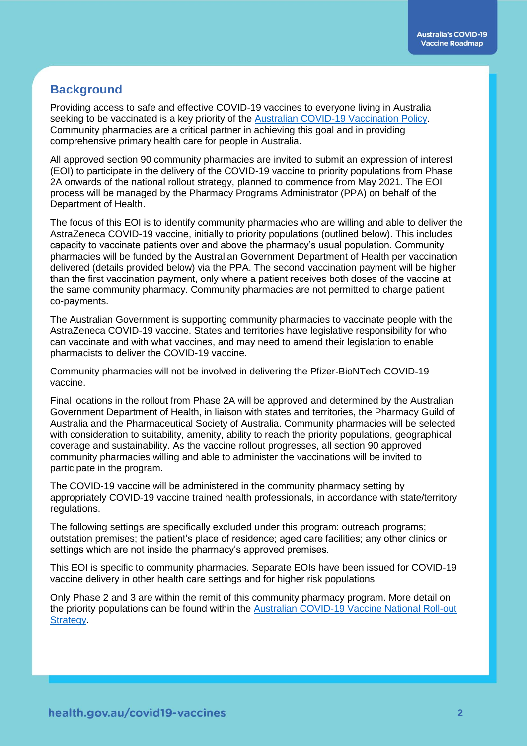## Background

Providing access to safe and effective COVID-19 vaccines to everyone living in Australia seeking to be vaccinated is a key priority of the [Australian COVID-19 Vaccination Policy](). Community pharmacies are a critical partner in achieving this goal and in providing comprehensive primary health care for people in Australia.

All approved section 90 community pharmacies are invited to submit an expression of interest (EOI) to participate in the delivery of the COVID-19 vaccine to priority populations from Phase 2A onwards of the national rollout strategy, planned to commence from May 2021. The EOI process will be managed by the Pharmacy Programs Administrator (PPA) on behalf of the Department of Health.

The focus of this EOI is to identify community pharmacies who are willing and able to deliver the AstraZeneca COVID-19 vaccine, initially to priority populations (outlined below). This includes capacity to vaccinate patients over and above the pharmacy's usual population. Community pharmacies will be funded by the Australian Government Department of Health per vaccination delivered (details provided below) via the PPA. The second vaccination payment will be higher than the first vaccination payment, only where a patient receives both doses of the vaccine at the same community pharmacy. Community pharmacies are not permitted to charge patient co-payments.

The Australian Government is supporting community pharmacies to vaccinate people with the AstraZeneca COVID-19 vaccine. States and territories have legislative responsibility for who can vaccinate and with what vaccines, and may need to amend their legislation to enable pharmacists to deliver the COVID-19 vaccine.

Community pharmacies will not be involved in delivering the Pfizer-BioNTech COVID-19 vaccine.

Final locations in the rollout from Phase 2A will be approved and determined by the Australian Government Department of Health, in liaison with states and territories, the Pharmacy Guild of Australia and the Pharmaceutical Society of Australia. Community pharmacies will be selected with consideration to suitability, amenity, ability to reach the priority populations, geographical coverage and sustainability. As the vaccine rollout progresses, all section 90 approved community pharmacies willing and able to administer the vaccinations will be invited to participate in the program.

The COVID-19 vaccine will be administered in the community pharmacy setting by appropriately COVID-19 vaccine trained health professionals, in accordance with state/territory regulations.

The following settings are specifically excluded under this program: outreach programs; outstation premises; the patient's place of residence; aged care facilities; any other clinics or settings which are not inside the pharmacy's approved premises.

This EOI is specific to community pharmacies. Separate EOIs have been issued for COVID-19 vaccine delivery in other health care settings and for higher risk populations.

Only Phase 2 and 3 are within the remit of this community pharmacy program. More detail on the priority populations can be found within the [Australian COVID-19 Vaccine National Roll-out Strategy]().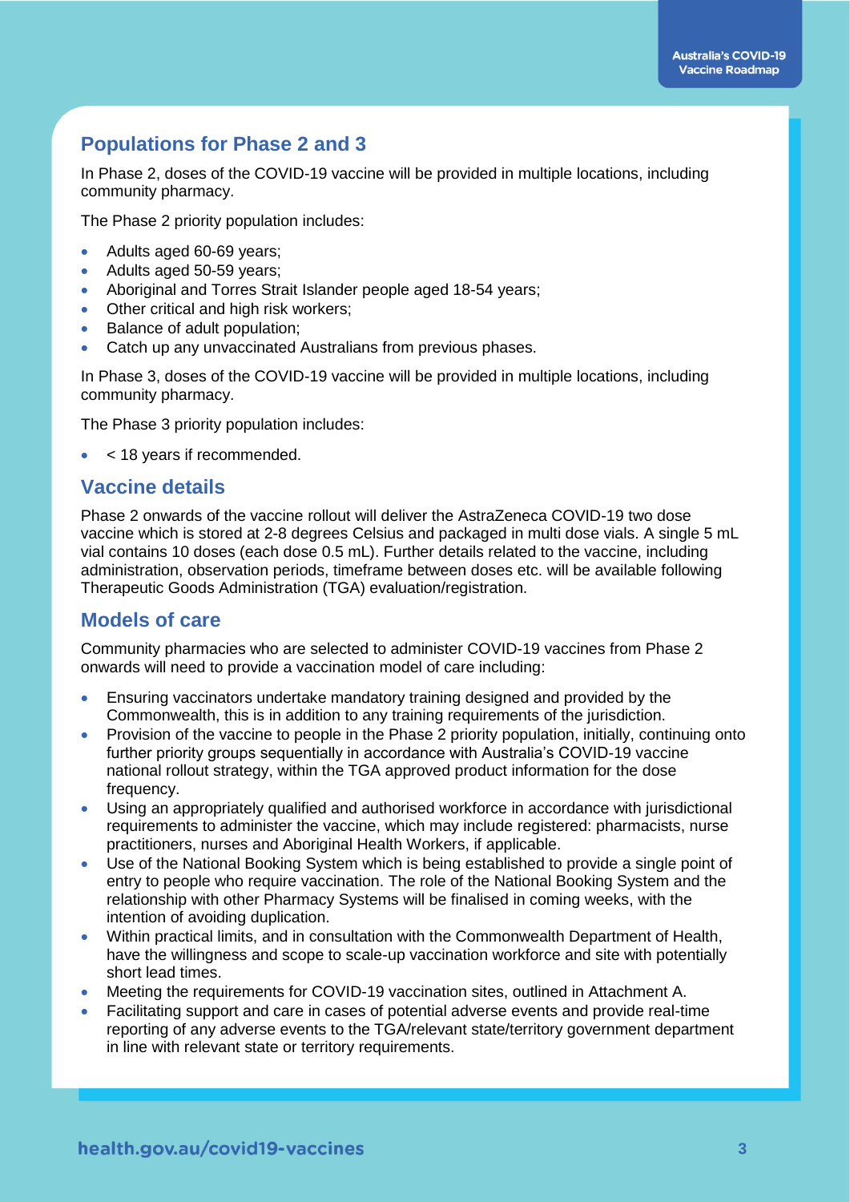## Populations for Phase 2 and 3

In Phase 2, doses of the COVID-19 vaccine will be provided in multiple locations, including community pharmacy.

The Phase 2 priority population includes:

- Adults aged 60-69 years;
- Adults aged 50-59 years;
- Aboriginal and Torres Strait Islander people aged 18-54 years;
- Other critical and high risk workers;
- Balance of adult population;
- Catch up any unvaccinated Australians from previous phases.

In Phase 3, doses of the COVID-19 vaccine will be provided in multiple locations, including community pharmacy.

The Phase 3 priority population includes:

- < 18 years if recommended.

## Vaccine details

Phase 2 onwards of the vaccine rollout will deliver the AstraZeneca COVID-19 two dose vaccine which is stored at 2-8 degrees Celsius and packaged in multi dose vials. A single 5 mL vial contains 10 doses (each dose 0.5 mL). Further details related to the vaccine, including administration, observation periods, timeframe between doses etc. will be available following Therapeutic Goods Administration (TGA) evaluation/registration.

## Models of care

Community pharmacies who are selected to administer COVID-19 vaccines from Phase 2 onwards will need to provide a vaccination model of care including:

- Ensuring vaccinators undertake mandatory training designed and provided by the Commonwealth, this is in addition to any training requirements of the jurisdiction.
- Provision of the vaccine to people in the Phase 2 priority population, initially, continuing onto further priority groups sequentially in accordance with Australia's COVID-19 vaccine national rollout strategy, within the TGA approved product information for the dose frequency.
- Using an appropriately qualified and authorised workforce in accordance with jurisdictional requirements to administer the vaccine, which may include registered: pharmacists, nurse practitioners, nurses and Aboriginal Health Workers, if applicable.
- Use of the National Booking System which is being established to provide a single point of entry to people who require vaccination. The role of the National Booking System and the relationship with other Pharmacy Systems will be finalised in coming weeks, with the intention of avoiding duplication.
- Within practical limits, and in consultation with the Commonwealth Department of Health, have the willingness and scope to scale-up vaccination workforce and site with potentially short lead times.
- Meeting the requirements for COVID-19 vaccination sites, outlined in Attachment A.
- Facilitating support and care in cases of potential adverse events and provide real-time reporting of any adverse events to the TGA/relevant state/territory government department in line with relevant state or territory requirements.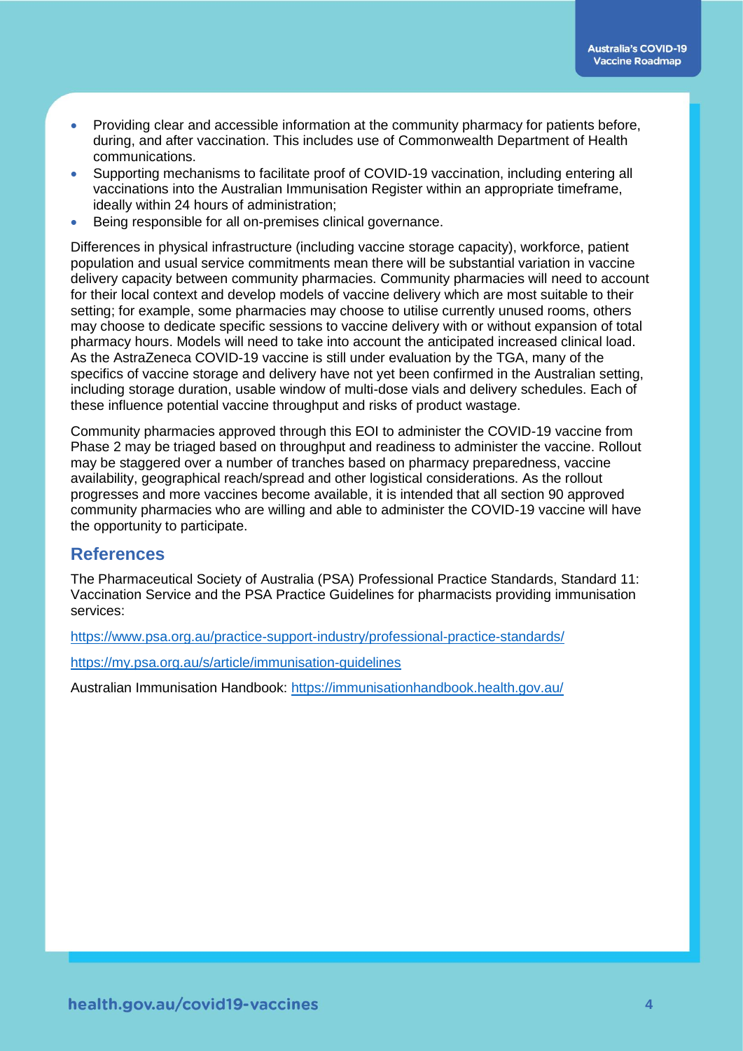- Providing clear and accessible information at the community pharmacy for patients before, during, and after vaccination. This includes use of Commonwealth Department of Health communications.
- Supporting mechanisms to facilitate proof of COVID-19 vaccination, including entering all vaccinations into the Australian Immunisation Register within an appropriate timeframe, ideally within 24 hours of administration;
- Being responsible for all on-premises clinical governance.

Differences in physical infrastructure (including vaccine storage capacity), workforce, patient population and usual service commitments mean there will be substantial variation in vaccine delivery capacity between community pharmacies. Community pharmacies will need to account for their local context and develop models of vaccine delivery which are most suitable to their setting; for example, some pharmacies may choose to utilise currently unused rooms, others may choose to dedicate specific sessions to vaccine delivery with or without expansion of total pharmacy hours. Models will need to take into account the anticipated increased clinical load. As the AstraZeneca COVID-19 vaccine is still under evaluation by the TGA, many of the specifics of vaccine storage and delivery have not yet been confirmed in the Australian setting, including storage duration, usable window of multi-dose vials and delivery schedules. Each of these influence potential vaccine throughput and risks of product wastage.

Community pharmacies approved through this EOI to administer the COVID-19 vaccine from Phase 2 may be triaged based on throughput and readiness to administer the vaccine. Rollout may be staggered over a number of tranches based on pharmacy preparedness, vaccine availability, geographical reach/spread and other logistical considerations. As the rollout progresses and more vaccines become available, it is intended that all section 90 approved community pharmacies who are willing and able to administer the COVID-19 vaccine will have the opportunity to participate.

## References

The Pharmaceutical Society of Australia (PSA) Professional Practice Standards, Standard 11: Vaccination Service and the PSA Practice Guidelines for pharmacists providing immunisation services:

https://www.psa.org.au/practice-support-industry/professional-practice-standards/

https://my.psa.org.au/s/article/immunisation-guidelines

Australian Immunisation Handbook: https://immunisationhandbook.health.gov.au/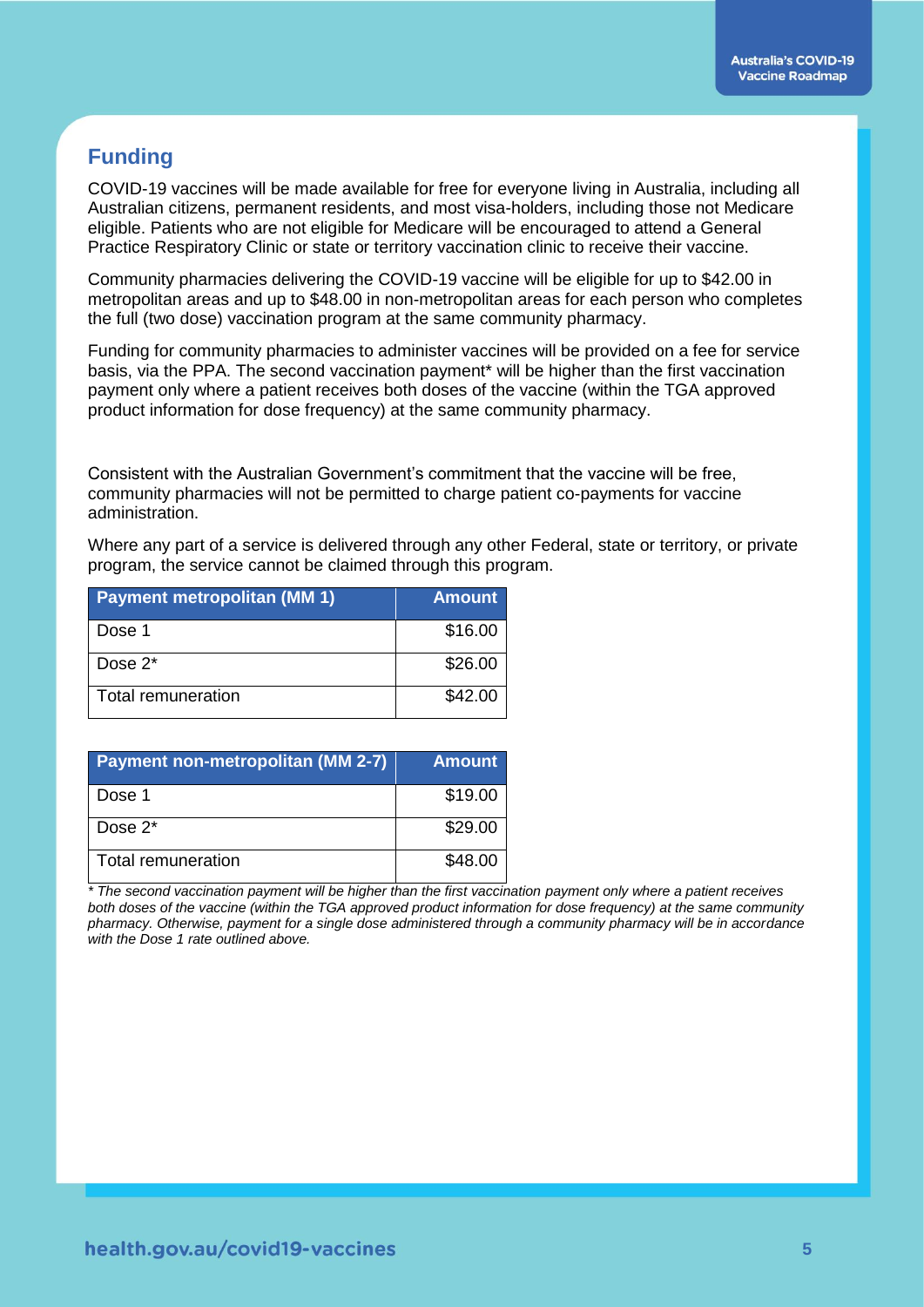## Funding

COVID-19 vaccines will be made available for free for everyone living in Australia, including all Australian citizens, permanent residents, and most visa-holders, including those not Medicare eligible. Patients who are not eligible for Medicare will be encouraged to attend a General Practice Respiratory Clinic or state or territory vaccination clinic to receive their vaccine.

Community pharmacies delivering the COVID-19 vaccine will be eligible for up to $42.00 in metropolitan areas and up to $48.00 in non-metropolitan areas for each person who completes the full (two dose) vaccination program at the same community pharmacy.

Funding for community pharmacies to administer vaccines will be provided on a fee for service basis, via the PPA. The second vaccination payment* will be higher than the first vaccination payment only where a patient receives both doses of the vaccine (within the TGA approved product information for dose frequency) at the same community pharmacy.

Consistent with the Australian Government's commitment that the vaccine will be free, community pharmacies will not be permitted to charge patient co-payments for vaccine administration.

Where any part of a service is delivered through any other Federal, state or territory, or private program, the service cannot be claimed through this program.

| Payment metropolitan (MM 1) | Amount |
|---|---:|
| Dose 1 | $16.00 |
| Dose 2* | $26.00 |
| Total remuneration | $42.00 |

| Payment non-metropolitan (MM 2-7) | Amount |
|---|---:|
| Dose 1 | $19.00 |
| Dose 2* | $29.00 |
| Total remuneration | $48.00 |

*\* The second vaccination payment will be higher than the first vaccination payment only where a patient receives both doses of the vaccine (within the TGA approved product information for dose frequency) at the same community pharmacy. Otherwise, payment for a single dose administered through a community pharmacy will be in accordance with the Dose 1 rate outlined above.*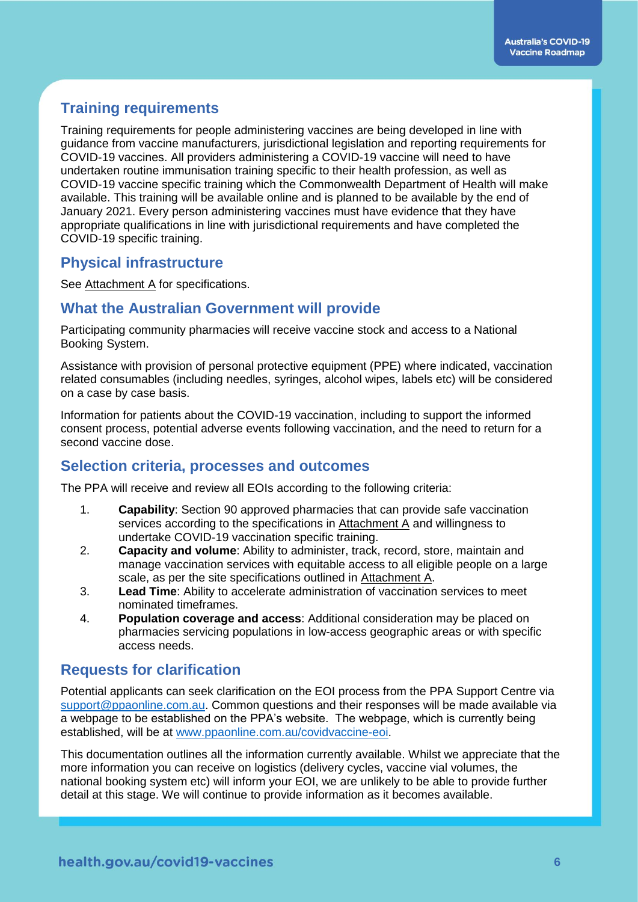## Training requirements

Training requirements for people administering vaccines are being developed in line with guidance from vaccine manufacturers, jurisdictional legislation and reporting requirements for COVID-19 vaccines. All providers administering a COVID-19 vaccine will need to have undertaken routine immunisation training specific to their health profession, as well as COVID-19 vaccine specific training which the Commonwealth Department of Health will make available. This training will be available online and is planned to be available by the end of January 2021. Every person administering vaccines must have evidence that they have appropriate qualifications in line with jurisdictional requirements and have completed the COVID-19 specific training.

## Physical infrastructure

See Attachment A for specifications.

## What the Australian Government will provide

Participating community pharmacies will receive vaccine stock and access to a National Booking System.

Assistance with provision of personal protective equipment (PPE) where indicated, vaccination related consumables (including needles, syringes, alcohol wipes, labels etc) will be considered on a case by case basis.

Information for patients about the COVID-19 vaccination, including to support the informed consent process, potential adverse events following vaccination, and the need to return for a second vaccine dose.

## Selection criteria, processes and outcomes

The PPA will receive and review all EOIs according to the following criteria:

1. **Capability**: Section 90 approved pharmacies that can provide safe vaccination services according to the specifications in Attachment A and willingness to undertake COVID-19 vaccination specific training.
2. **Capacity and volume**: Ability to administer, track, record, store, maintain and manage vaccination services with equitable access to all eligible people on a large scale, as per the site specifications outlined in Attachment A.
3. **Lead Time**: Ability to accelerate administration of vaccination services to meet nominated timeframes.
4. **Population coverage and access**: Additional consideration may be placed on pharmacies servicing populations in low-access geographic areas or with specific access needs.

## Requests for clarification

Potential applicants can seek clarification on the EOI process from the PPA Support Centre via support@ppaonline.com.au. Common questions and their responses will be made available via a webpage to be established on the PPA's website. The webpage, which is currently being established, will be at www.ppaonline.com.au/covidvaccine-eoi.

This documentation outlines all the information currently available. Whilst we appreciate that the more information you can receive on logistics (delivery cycles, vaccine vial volumes, the national booking system etc) will inform your EOI, we are unlikely to be able to provide further detail at this stage. We will continue to provide information as it becomes available.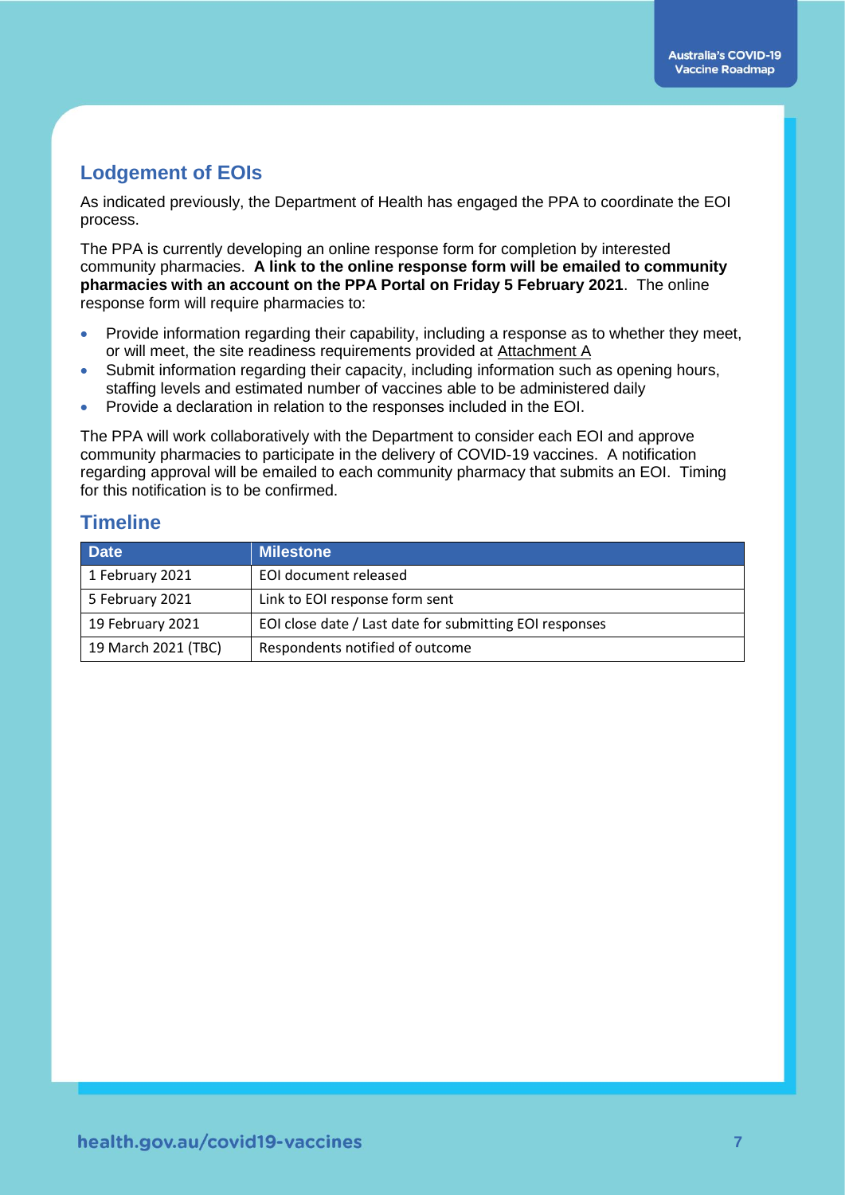## Lodgement of EOIs

As indicated previously, the Department of Health has engaged the PPA to coordinate the EOI process.

The PPA is currently developing an online response form for completion by interested community pharmacies. **A link to the online response form will be emailed to community pharmacies with an account on the PPA Portal on Friday 5 February 2021**. The online response form will require pharmacies to:

- Provide information regarding their capability, including a response as to whether they meet, or will meet, the site readiness requirements provided at Attachment A
- Submit information regarding their capacity, including information such as opening hours, staffing levels and estimated number of vaccines able to be administered daily
- Provide a declaration in relation to the responses included in the EOI.

The PPA will work collaboratively with the Department to consider each EOI and approve community pharmacies to participate in the delivery of COVID-19 vaccines. A notification regarding approval will be emailed to each community pharmacy that submits an EOI. Timing for this notification is to be confirmed.

## Timeline

| Date | Milestone |
|---|---|
| 1 February 2021 | EOI document released |
| 5 February 2021 | Link to EOI response form sent |
| 19 February 2021 | EOI close date / Last date for submitting EOI responses |
| 19 March 2021 (TBC) | Respondents notified of outcome |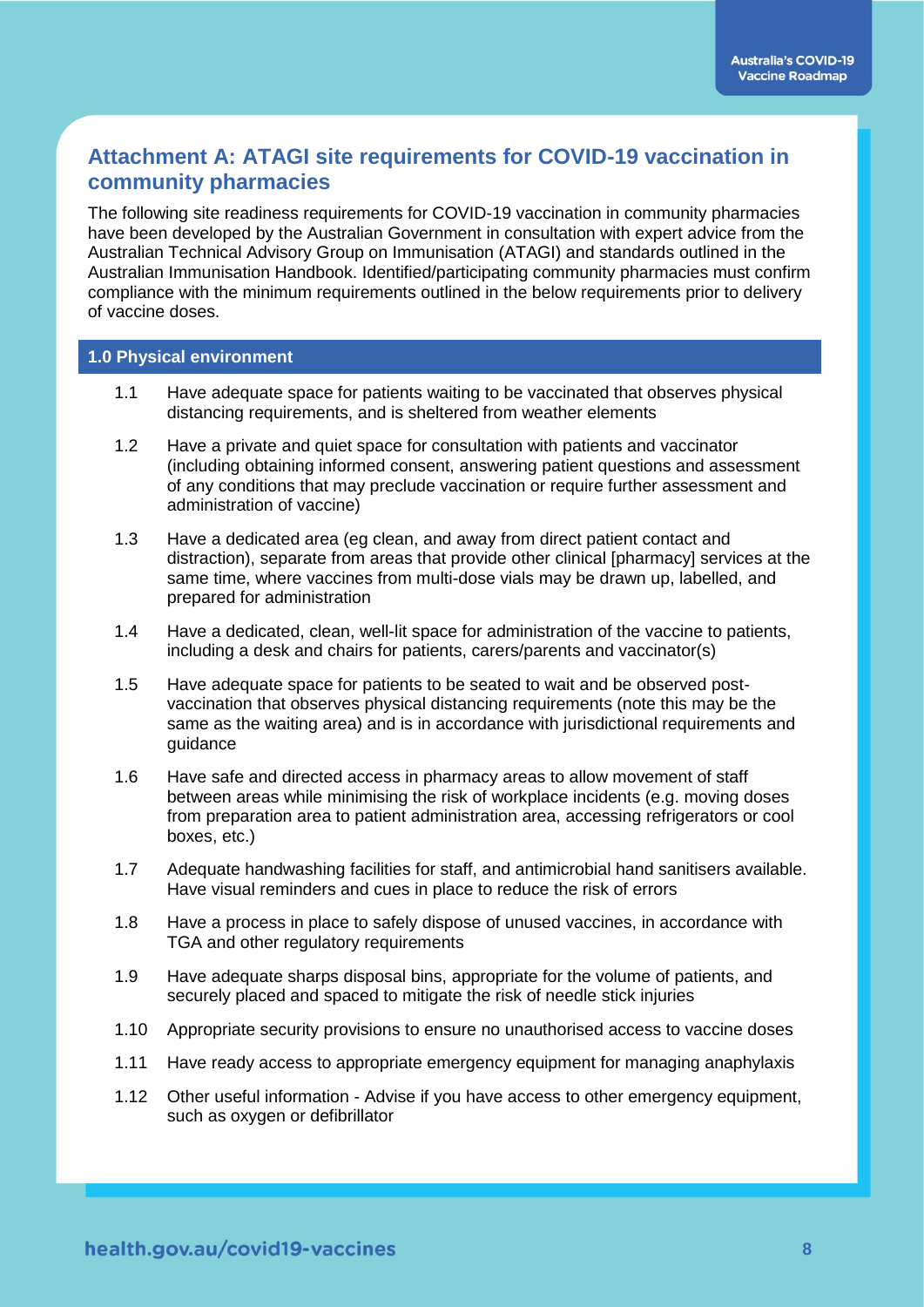## Attachment A: ATAGI site requirements for COVID-19 vaccination in community pharmacies

The following site readiness requirements for COVID-19 vaccination in community pharmacies have been developed by the Australian Government in consultation with expert advice from the Australian Technical Advisory Group on Immunisation (ATAGI) and standards outlined in the Australian Immunisation Handbook. Identified/participating community pharmacies must confirm compliance with the minimum requirements outlined in the below requirements prior to delivery of vaccine doses.

### 1.0 Physical environment

1.1 Have adequate space for patients waiting to be vaccinated that observes physical distancing requirements, and is sheltered from weather elements

1.2 Have a private and quiet space for consultation with patients and vaccinator (including obtaining informed consent, answering patient questions and assessment of any conditions that may preclude vaccination or require further assessment and administration of vaccine)

1.3 Have a dedicated area (eg clean, and away from direct patient contact and distraction), separate from areas that provide other clinical [pharmacy] services at the same time, where vaccines from multi-dose vials may be drawn up, labelled, and prepared for administration

1.4 Have a dedicated, clean, well-lit space for administration of the vaccine to patients, including a desk and chairs for patients, carers/parents and vaccinator(s)

1.5 Have adequate space for patients to be seated to wait and be observed post-vaccination that observes physical distancing requirements (note this may be the same as the waiting area) and is in accordance with jurisdictional requirements and guidance

1.6 Have safe and directed access in pharmacy areas to allow movement of staff between areas while minimising the risk of workplace incidents (e.g. moving doses from preparation area to patient administration area, accessing refrigerators or cool boxes, etc.)

1.7 Adequate handwashing facilities for staff, and antimicrobial hand sanitisers available. Have visual reminders and cues in place to reduce the risk of errors

1.8 Have a process in place to safely dispose of unused vaccines, in accordance with TGA and other regulatory requirements

1.9 Have adequate sharps disposal bins, appropriate for the volume of patients, and securely placed and spaced to mitigate the risk of needle stick injuries

1.10 Appropriate security provisions to ensure no unauthorised access to vaccine doses

1.11 Have ready access to appropriate emergency equipment for managing anaphylaxis

1.12 Other useful information - Advise if you have access to other emergency equipment, such as oxygen or defibrillator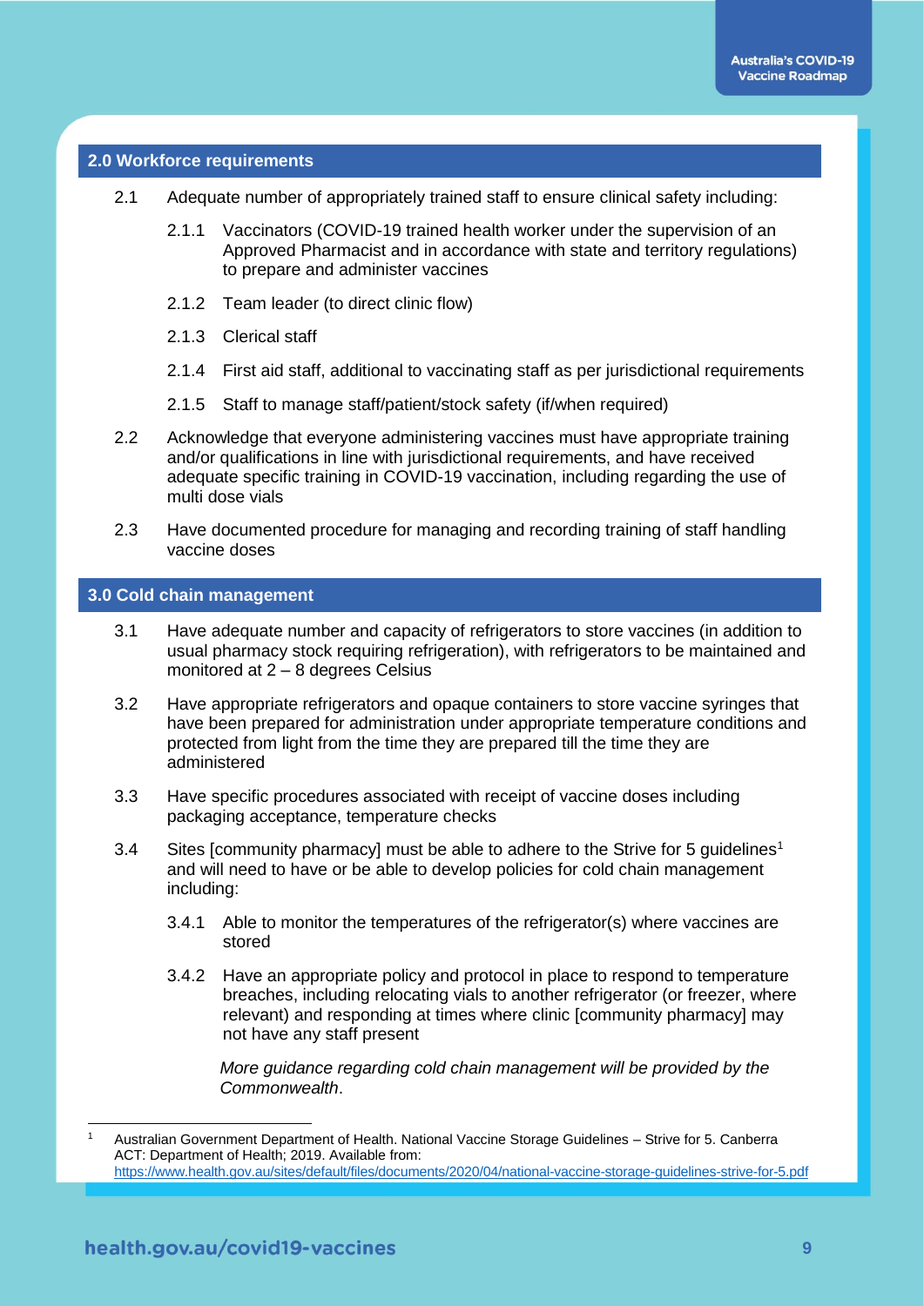## 2.0 Workforce requirements

2.1 Adequate number of appropriately trained staff to ensure clinical safety including:

- 2.1.1 Vaccinators (COVID-19 trained health worker under the supervision of an Approved Pharmacist and in accordance with state and territory regulations) to prepare and administer vaccines
- 2.1.2 Team leader (to direct clinic flow)
- 2.1.3 Clerical staff
- 2.1.4 First aid staff, additional to vaccinating staff as per jurisdictional requirements
- 2.1.5 Staff to manage staff/patient/stock safety (if/when required)

2.2 Acknowledge that everyone administering vaccines must have appropriate training and/or qualifications in line with jurisdictional requirements, and have received adequate specific training in COVID-19 vaccination, including regarding the use of multi dose vials

2.3 Have documented procedure for managing and recording training of staff handling vaccine doses

## 3.0 Cold chain management

3.1 Have adequate number and capacity of refrigerators to store vaccines (in addition to usual pharmacy stock requiring refrigeration), with refrigerators to be maintained and monitored at 2 – 8 degrees Celsius

3.2 Have appropriate refrigerators and opaque containers to store vaccine syringes that have been prepared for administration under appropriate temperature conditions and protected from light from the time they are prepared till the time they are administered

3.3 Have specific procedures associated with receipt of vaccine doses including packaging acceptance, temperature checks

3.4 Sites [community pharmacy] must be able to adhere to the Strive for 5 guidelines[1] and will need to have or be able to develop policies for cold chain management including:

- 3.4.1 Able to monitor the temperatures of the refrigerator(s) where vaccines are stored
- 3.4.2 Have an appropriate policy and protocol in place to respond to temperature breaches, including relocating vials to another refrigerator (or freezer, where relevant) and responding at times where clinic [community pharmacy] may not have any staff present

*More guidance regarding cold chain management will be provided by the Commonwealth*.

---

[1] Australian Government Department of Health. National Vaccine Storage Guidelines – Strive for 5. Canberra ACT: Department of Health; 2019. Available from: https://www.health.gov.au/sites/default/files/documents/2020/04/national-vaccine-storage-guidelines-strive-for-5.pdf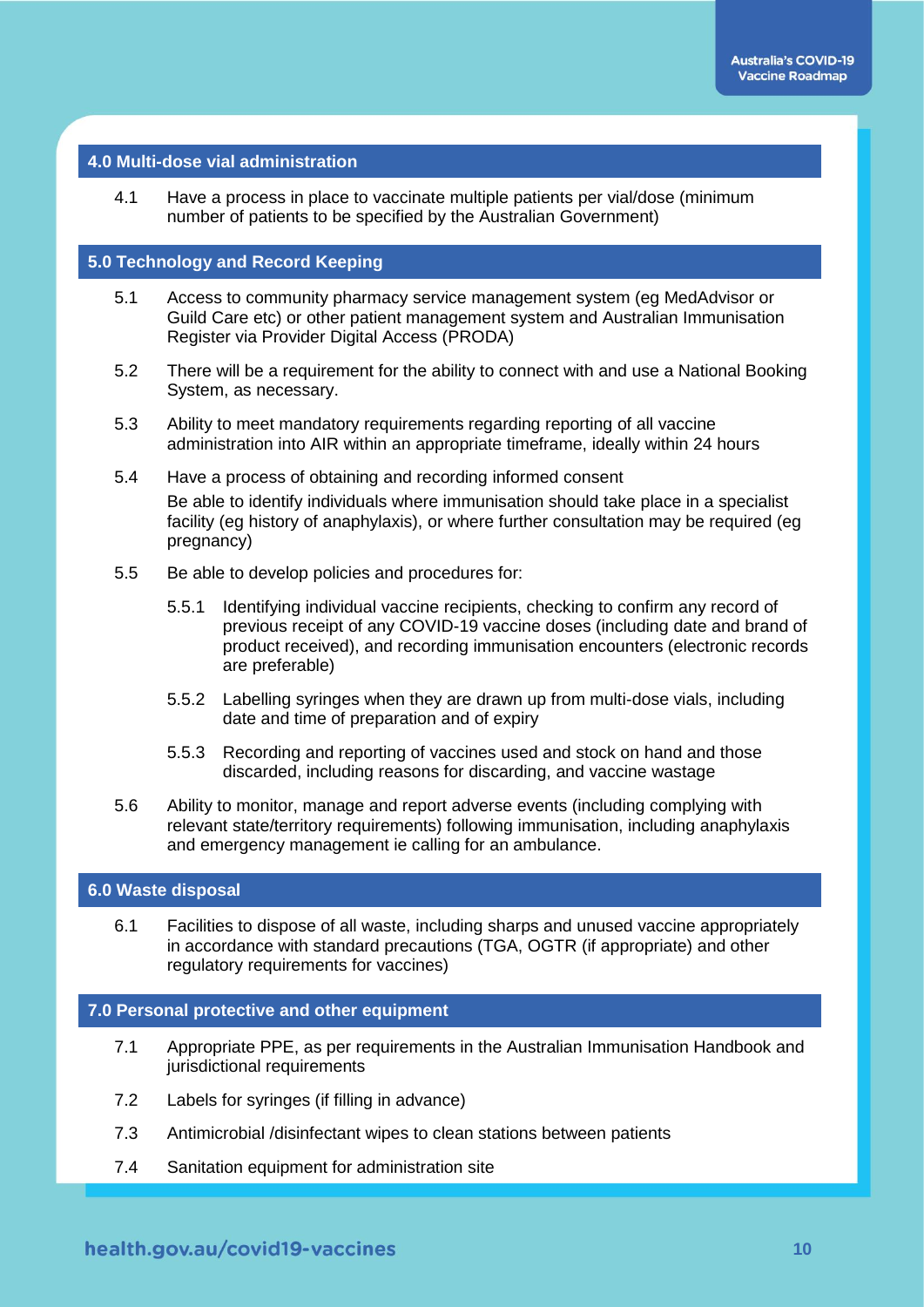## 4.0 Multi-dose vial administration

4.1 Have a process in place to vaccinate multiple patients per vial/dose (minimum number of patients to be specified by the Australian Government)

## 5.0 Technology and Record Keeping

5.1 Access to community pharmacy service management system (eg MedAdvisor or Guild Care etc) or other patient management system and Australian Immunisation Register via Provider Digital Access (PRODA)

5.2 There will be a requirement for the ability to connect with and use a National Booking System, as necessary.

5.3 Ability to meet mandatory requirements regarding reporting of all vaccine administration into AIR within an appropriate timeframe, ideally within 24 hours

5.4 Have a process of obtaining and recording informed consent

Be able to identify individuals where immunisation should take place in a specialist facility (eg history of anaphylaxis), or where further consultation may be required (eg pregnancy)

5.5 Be able to develop policies and procedures for:

5.5.1 Identifying individual vaccine recipients, checking to confirm any record of previous receipt of any COVID-19 vaccine doses (including date and brand of product received), and recording immunisation encounters (electronic records are preferable)

5.5.2 Labelling syringes when they are drawn up from multi-dose vials, including date and time of preparation and of expiry

5.5.3 Recording and reporting of vaccines used and stock on hand and those discarded, including reasons for discarding, and vaccine wastage

5.6 Ability to monitor, manage and report adverse events (including complying with relevant state/territory requirements) following immunisation, including anaphylaxis and emergency management ie calling for an ambulance.

## 6.0 Waste disposal

6.1 Facilities to dispose of all waste, including sharps and unused vaccine appropriately in accordance with standard precautions (TGA, OGTR (if appropriate) and other regulatory requirements for vaccines)

## 7.0 Personal protective and other equipment

7.1 Appropriate PPE, as per requirements in the Australian Immunisation Handbook and jurisdictional requirements

7.2 Labels for syringes (if filling in advance)

7.3 Antimicrobial /disinfectant wipes to clean stations between patients

7.4 Sanitation equipment for administration site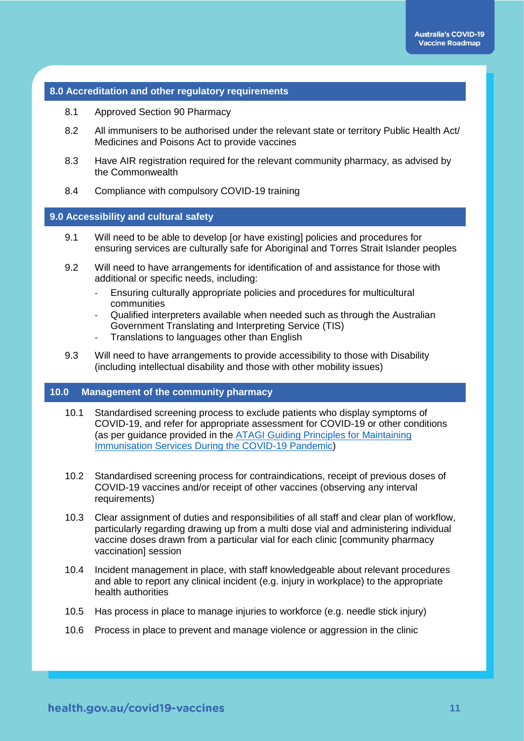## 8.0 Accreditation and other regulatory requirements

8.1 Approved Section 90 Pharmacy

8.2 All immunisers to be authorised under the relevant state or territory Public Health Act/ Medicines and Poisons Act to provide vaccines

8.3 Have AIR registration required for the relevant community pharmacy, as advised by the Commonwealth

8.4 Compliance with compulsory COVID-19 training

## 9.0 Accessibility and cultural safety

9.1 Will need to be able to develop [or have existing] policies and procedures for ensuring services are culturally safe for Aboriginal and Torres Strait Islander peoples

9.2 Will need to have arrangements for identification of and assistance for those with additional or specific needs, including:

- Ensuring culturally appropriate policies and procedures for multicultural communities
- Qualified interpreters available when needed such as through the Australian Government Translating and Interpreting Service (TIS)
- Translations to languages other than English

9.3 Will need to have arrangements to provide accessibility to those with Disability (including intellectual disability and those with other mobility issues)

## 10.0 Management of the community pharmacy

10.1 Standardised screening process to exclude patients who display symptoms of COVID-19, and refer for appropriate assessment for COVID-19 or other conditions (as per guidance provided in the ATAGI Guiding Principles for Maintaining Immunisation Services During the COVID-19 Pandemic)

10.2 Standardised screening process for contraindications, receipt of previous doses of COVID-19 vaccines and/or receipt of other vaccines (observing any interval requirements)

10.3 Clear assignment of duties and responsibilities of all staff and clear plan of workflow, particularly regarding drawing up from a multi dose vial and administering individual vaccine doses drawn from a particular vial for each clinic [community pharmacy vaccination] session

10.4 Incident management in place, with staff knowledgeable about relevant procedures and able to report any clinical incident (e.g. injury in workplace) to the appropriate health authorities

10.5 Has process in place to manage injuries to workforce (e.g. needle stick injury)

10.6 Process in place to prevent and manage violence or aggression in the clinic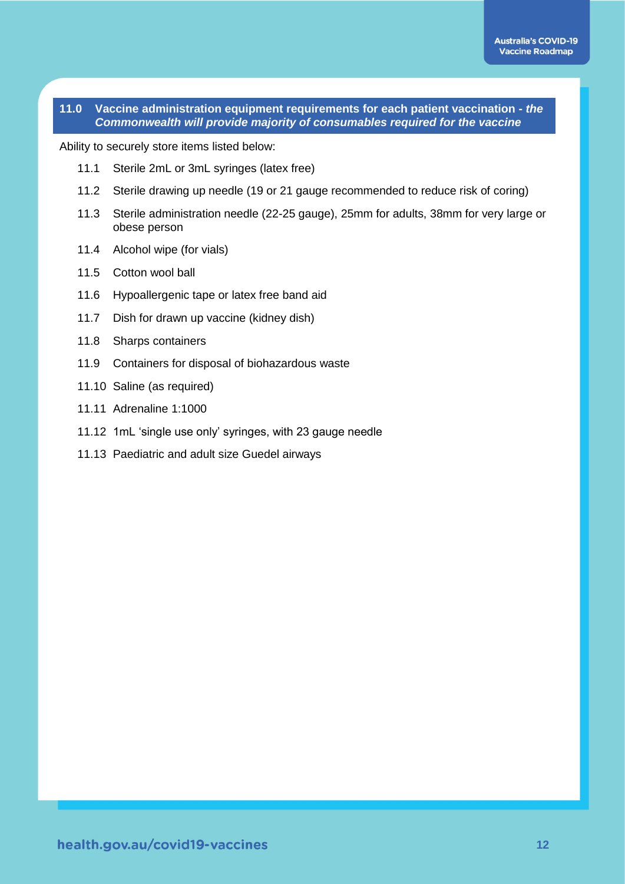## 11.0 Vaccine administration equipment requirements for each patient vaccination - *the Commonwealth will provide majority of consumables required for the vaccine*

Ability to securely store items listed below:

- 11.1 Sterile 2mL or 3mL syringes (latex free)
- 11.2 Sterile drawing up needle (19 or 21 gauge recommended to reduce risk of coring)
- 11.3 Sterile administration needle (22-25 gauge), 25mm for adults, 38mm for very large or obese person
- 11.4 Alcohol wipe (for vials)
- 11.5 Cotton wool ball
- 11.6 Hypoallergenic tape or latex free band aid
- 11.7 Dish for drawn up vaccine (kidney dish)
- 11.8 Sharps containers
- 11.9 Containers for disposal of biohazardous waste
- 11.10 Saline (as required)
- 11.11 Adrenaline 1:1000
- 11.12 1mL 'single use only' syringes, with 23 gauge needle
- 11.13 Paediatric and adult size Guedel airways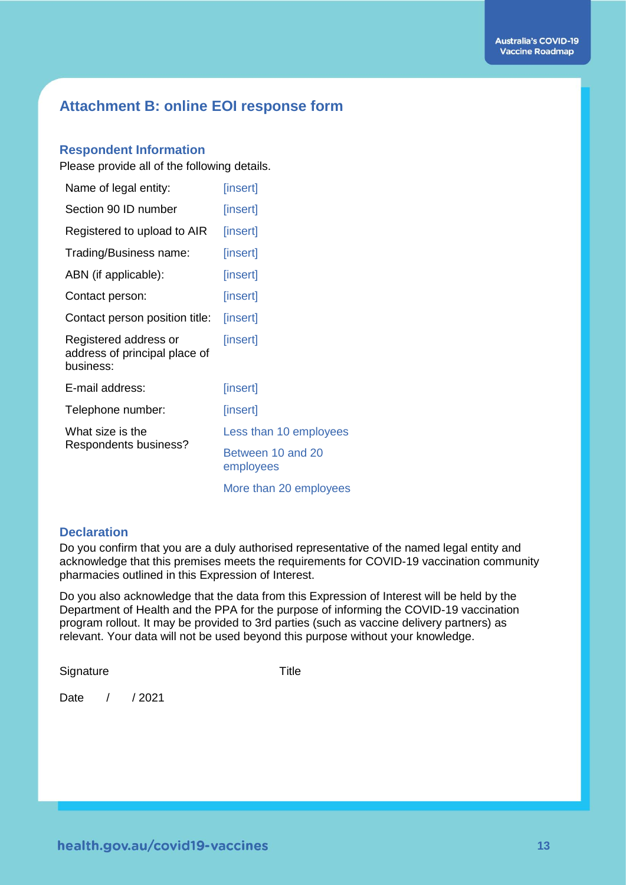## Attachment B: online EOI response form

### Respondent Information

Please provide all of the following details.

| | |
|---|---|
| Name of legal entity: | [insert] |
| Section 90 ID number | [insert] |
| Registered to upload to AIR | [insert] |
| Trading/Business name: | [insert] |
| ABN (if applicable): | [insert] |
| Contact person: | [insert] |
| Contact person position title: | [insert] |
| Registered address or address of principal place of business: | [insert] |
| E-mail address: | [insert] |
| Telephone number: | [insert] |
| What size is the Respondents business? | Less than 10 employees<br>Between 10 and 20 employees<br>More than 20 employees |

### Declaration

Do you confirm that you are a duly authorised representative of the named legal entity and acknowledge that this premises meets the requirements for COVID-19 vaccination community pharmacies outlined in this Expression of Interest.

Do you also acknowledge that the data from this Expression of Interest will be held by the Department of Health and the PPA for the purpose of informing the COVID-19 vaccination program rollout. It may be provided to 3rd parties (such as vaccine delivery partners) as relevant. Your data will not be used beyond this purpose without your knowledge.

Signature                                        Title

Date    /    / 2021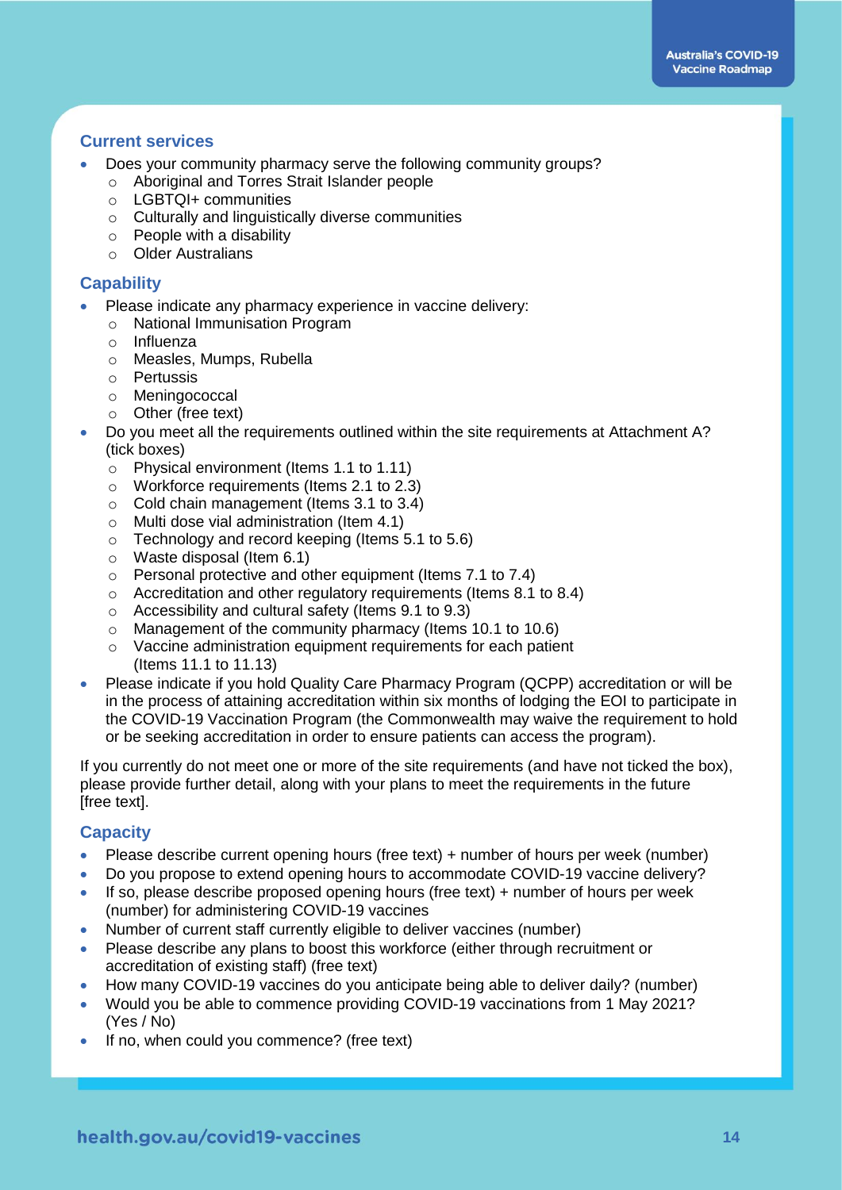## Current services

- Does your community pharmacy serve the following community groups?
  - Aboriginal and Torres Strait Islander people
  - LGBTQI+ communities
  - Culturally and linguistically diverse communities
  - People with a disability
  - Older Australians

## Capability

- Please indicate any pharmacy experience in vaccine delivery:
  - National Immunisation Program
  - Influenza
  - Measles, Mumps, Rubella
  - Pertussis
  - Meningococcal
  - Other (free text)
- Do you meet all the requirements outlined within the site requirements at Attachment A? (tick boxes)
  - Physical environment (Items 1.1 to 1.11)
  - Workforce requirements (Items 2.1 to 2.3)
  - Cold chain management (Items 3.1 to 3.4)
  - Multi dose vial administration (Item 4.1)
  - Technology and record keeping (Items 5.1 to 5.6)
  - Waste disposal (Item 6.1)
  - Personal protective and other equipment (Items 7.1 to 7.4)
  - Accreditation and other regulatory requirements (Items 8.1 to 8.4)
  - Accessibility and cultural safety (Items 9.1 to 9.3)
  - Management of the community pharmacy (Items 10.1 to 10.6)
  - Vaccine administration equipment requirements for each patient (Items 11.1 to 11.13)
- Please indicate if you hold Quality Care Pharmacy Program (QCPP) accreditation or will be in the process of attaining accreditation within six months of lodging the EOI to participate in the COVID-19 Vaccination Program (the Commonwealth may waive the requirement to hold or be seeking accreditation in order to ensure patients can access the program).

If you currently do not meet one or more of the site requirements (and have not ticked the box), please provide further detail, along with your plans to meet the requirements in the future [free text].

## Capacity

- Please describe current opening hours (free text) + number of hours per week (number)
- Do you propose to extend opening hours to accommodate COVID-19 vaccine delivery?
- If so, please describe proposed opening hours (free text) + number of hours per week (number) for administering COVID-19 vaccines
- Number of current staff currently eligible to deliver vaccines (number)
- Please describe any plans to boost this workforce (either through recruitment or accreditation of existing staff) (free text)
- How many COVID-19 vaccines do you anticipate being able to deliver daily? (number)
- Would you be able to commence providing COVID-19 vaccinations from 1 May 2021? (Yes / No)
- If no, when could you commence? (free text)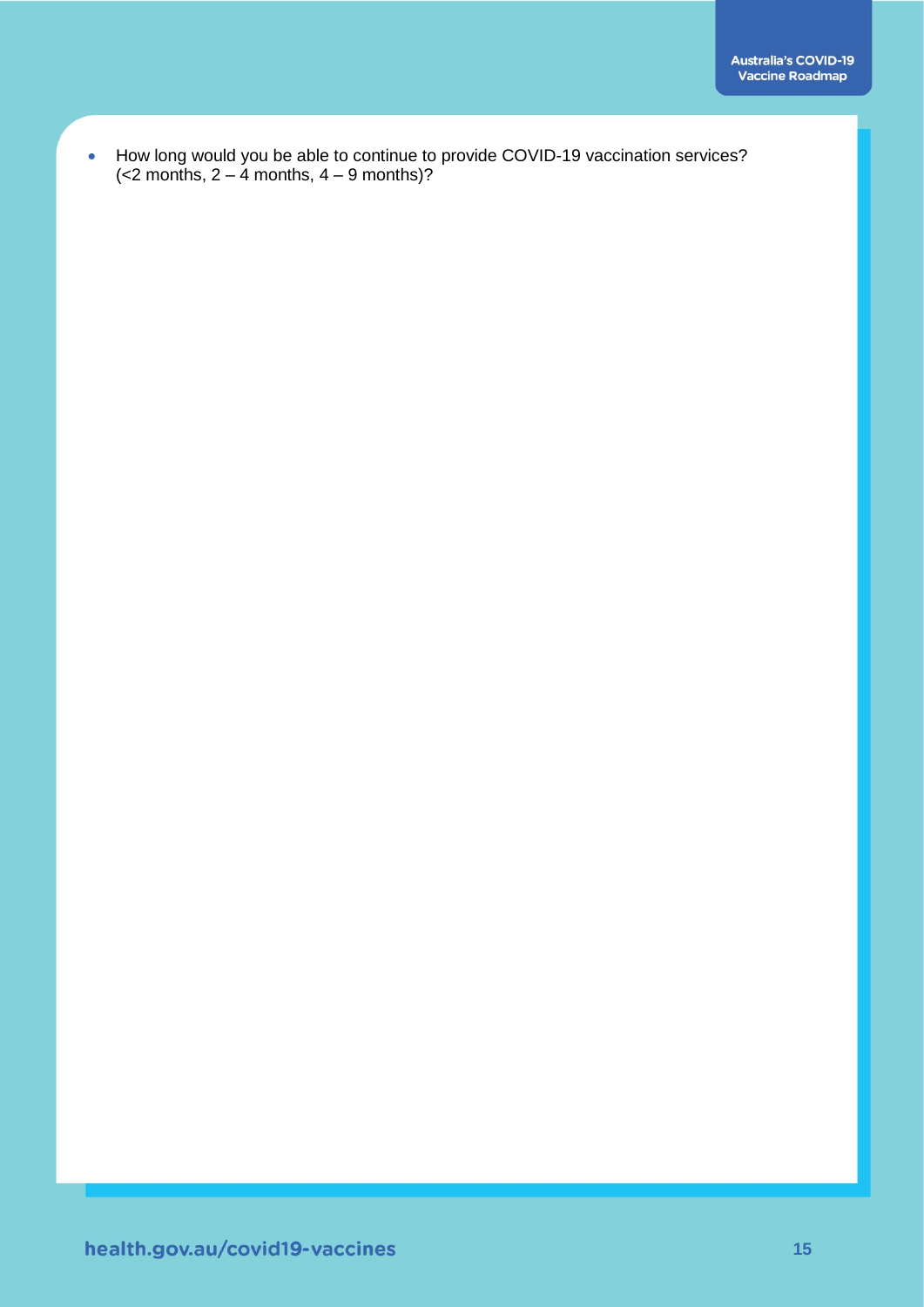- How long would you be able to continue to provide COVID-19 vaccination services? (<2 months, 2 – 4 months, 4 – 9 months)?